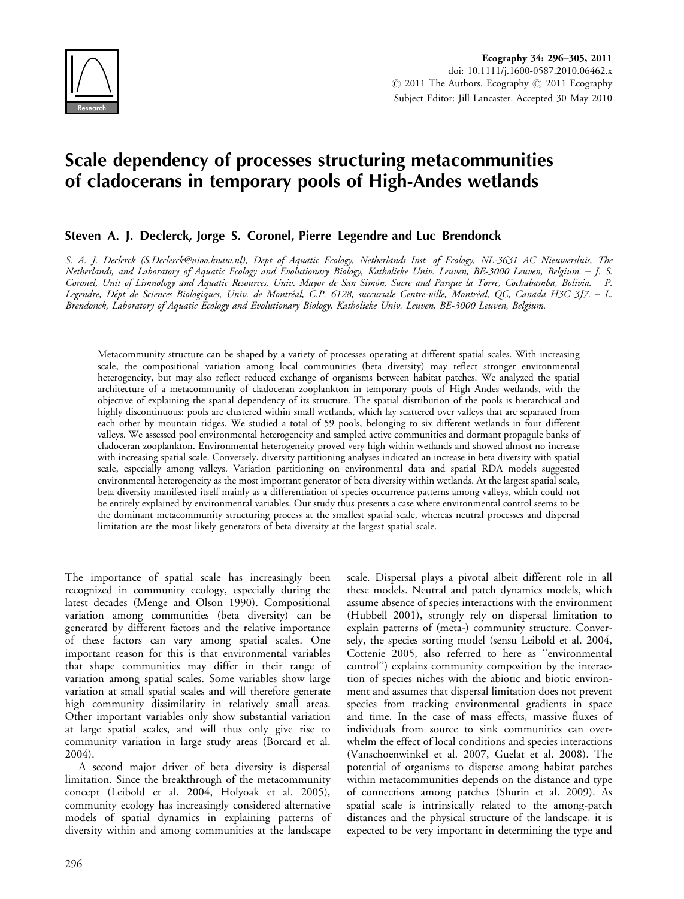# Scale dependency of processes structuring metacommunities of cladocerans in temporary pools of High-Andes wetlands

**Steven A. J. Declerck, Jorge S. Coronel, Pierre Legendre and Luc Brendonck**

*S. A. J. Declerck (S.Declerck@nioo.knaw.nl), Dept of Aquatic Ecology, Netherlands Inst. of Ecology, NL-3631 AC Nieuwersluis, The Netherlands, and Laboratory of Aquatic Ecology and Evolutionary Biology, Katholieke Univ. Leuven, BE-3000 Leuven, Belgium. – J. S. Coronel, Unit of Limnology and Aquatic Resources, Univ. Mayor de San Simón, Sucre and Parque la Torre, Cochabamba, Bolivia. – P. Legendre, Dépt de Sciences Biologiques, Univ. de Montréal, C.P. 6128, succursale Centre-ville, Montréal, QC, Canada H3C 3J7. – L. Brendonck, Laboratory of Aquatic Ecology and Evolutionary Biology, Katholieke Univ. Leuven, BE-3000 Leuven, Belgium.*

Metacommunity structure can be shaped by a variety of processes operating at different spatial scales. With increasing scale, the compositional variation among local communities (beta diversity) may reflect stronger environmental heterogeneity, but may also reflect reduced exchange of organisms between habitat patches. We analyzed the spatial architecture of a metacommunity of cladoceran zooplankton in temporary pools of High Andes wetlands, with the objective of explaining the spatial dependency of its structure. The spatial distribution of the pools is hierarchical and highly discontinuous: pools are clustered within small wetlands, which lay scattered over valleys that are separated from each other by mountain ridges. We studied a total of 59 pools, belonging to six different wetlands in four different valleys. We assessed pool environmental heterogeneity and sampled active communities and dormant propagule banks of cladoceran zooplankton. Environmental heterogeneity proved very high within wetlands and showed almost no increase with increasing spatial scale. Conversely, diversity partitioning analyses indicated an increase in beta diversity with spatial scale, especially among valleys. Variation partitioning on environmental data and spatial RDA models suggested environmental heterogeneity as the most important generator of beta diversity within wetlands. At the largest spatial scale, beta diversity manifested itself mainly as a differentiation of species occurrence patterns among valleys, which could not be entirely explained by environmental variables. Our study thus presents a case where environmental control seems to be the dominant metacommunity structuring process at the smallest spatial scale, whereas neutral processes and dispersal limitation are the most likely generators of beta diversity at the largest spatial scale.

The importance of spatial scale has increasingly been recognized in community ecology, especially during the latest decades (Menge and Olson 1990). Compositional variation among communities (beta diversity) can be generated by different factors and the relative importance of these factors can vary among spatial scales. One important reason for this is that environmental variables that shape communities may differ in their range of variation among spatial scales. Some variables show large variation at small spatial scales and will therefore generate high community dissimilarity in relatively small areas. Other important variables only show substantial variation at large spatial scales, and will thus only give rise to community variation in large study areas (Borcard et al. 2004).

A second major driver of beta diversity is dispersal limitation. Since the breakthrough of the metacommunity concept (Leibold et al. 2004, Holyoak et al. 2005), community ecology has increasingly considered alternative models of spatial dynamics in explaining patterns of diversity within and among communities at the landscape scale. Dispersal plays a pivotal albeit different role in all these models. Neutral and patch dynamics models, which assume absence of species interactions with the environment (Hubbell 2001), strongly rely on dispersal limitation to explain patterns of (meta-) community structure. Conversely, the species sorting model (sensu Leibold et al. 2004, Cottenie 2005, also referred to here as "environmental control") explains community composition by the interaction of species niches with the abiotic and biotic environment and assumes that dispersal limitation does not prevent species from tracking environmental gradients in space and time. In the case of mass effects, massive fluxes of individuals from source to sink communities can overwhelm the effect of local conditions and species interactions (Vanschoenwinkel et al. 2007, Guelat et al. 2008). The potential of organisms to disperse among habitat patches within metacommunities depends on the distance and type of connections among patches (Shurin et al. 2009). As spatial scale is intrinsically related to the among-patch distances and the physical structure of the landscape, it is expected to be very important in determining the type and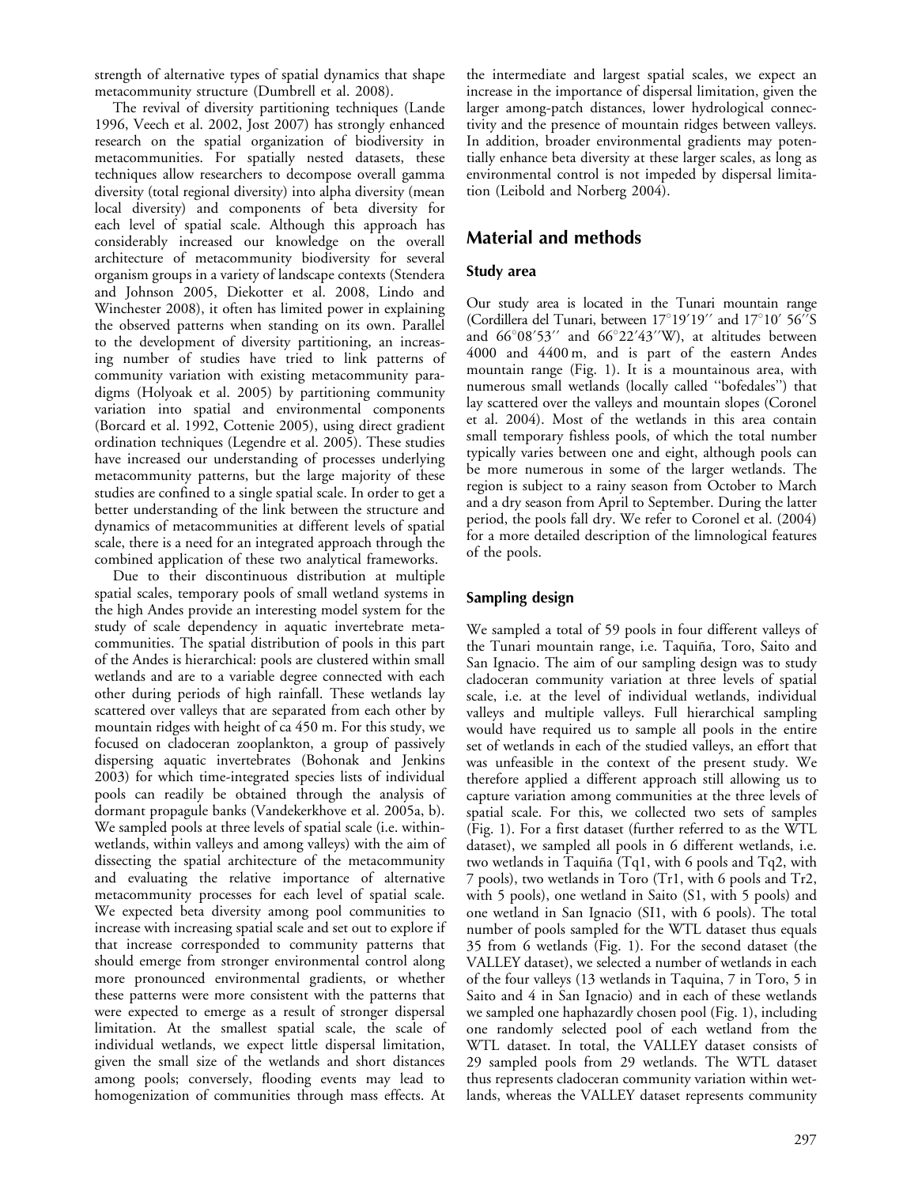strength of alternative types of spatial dynamics that shape metacommunity structure (Dumbrell et al. 2008).

The revival of diversity partitioning techniques (Lande 1996, Veech et al. 2002, Jost 2007) has strongly enhanced research on the spatial organization of biodiversity in metacommunities. For spatially nested datasets, these techniques allow researchers to decompose overall gamma diversity (total regional diversity) into alpha diversity (mean local diversity) and components of beta diversity for each level of spatial scale. Although this approach has considerably increased our knowledge on the overall architecture of metacommunity biodiversity for several organism groups in a variety of landscape contexts (Stendera and Johnson 2005, Diekotter et al. 2008, Lindo and Winchester 2008), it often has limited power in explaining the observed patterns when standing on its own. Parallel to the development of diversity partitioning, an increasing number of studies have tried to link patterns of community variation with existing metacommunity paradigms (Holyoak et al. 2005) by partitioning community variation into spatial and environmental components (Borcard et al. 1992, Cottenie 2005), using direct gradient ordination techniques (Legendre et al. 2005). These studies have increased our understanding of processes underlying metacommunity patterns, but the large majority of these studies are confined to a single spatial scale. In order to get a better understanding of the link between the structure and dynamics of metacommunities at different levels of spatial scale, there is a need for an integrated approach through the combined application of these two analytical frameworks.

Due to their discontinuous distribution at multiple spatial scales, temporary pools of small wetland systems in the high Andes provide an interesting model system for the study of scale dependency in aquatic invertebrate metacommunities. The spatial distribution of pools in this part of the Andes is hierarchical: pools are clustered within small wetlands and are to a variable degree connected with each other during periods of high rainfall. These wetlands lay scattered over valleys that are separated from each other by mountain ridges with height of ca 450 m. For this study, we focused on cladoceran zooplankton, a group of passively dispersing aquatic invertebrates (Bohonak and Jenkins 2003) for which time-integrated species lists of individual pools can readily be obtained through the analysis of dormant propagule banks (Vandekerkhove et al. 2005a, b). We sampled pools at three levels of spatial scale (i.e. within-wetlands, within valleys and among valleys) with the aim of dissecting the spatial architecture of the metacommunity and evaluating the relative importance of alternative metacommunity processes for each level of spatial scale. We expected beta diversity among pool communities to increase with increasing spatial scale and set out to explore if that increase corresponded to community patterns that should emerge from stronger environmental control along more pronounced environmental gradients, or whether these patterns were more consistent with the patterns that were expected to emerge as a result of stronger dispersal limitation. At the smallest spatial scale, the scale of individual wetlands, we expect little dispersal limitation, given the small size of the wetlands and short distances among pools; conversely, flooding events may lead to homogenization of communities through mass effects. At the intermediate and largest spatial scales, we expect an increase in the importance of dispersal limitation, given the larger among-patch distances, lower hydrological connectivity and the presence of mountain ridges between valleys. In addition, broader environmental gradients may potentially enhance beta diversity at these larger scales, as long as environmental control is not impeded by dispersal limitation (Leibold and Norberg 2004).

## Material and methods

### Study area

Our study area is located in the Tunari mountain range (Cordillera del Tunari, between 17°19′19″ and 17°10′ 56″S and 66°08′53″ and 66°22′43″W), at altitudes between 4000 and 4400 m, and is part of the eastern Andes mountain range (Fig. 1). It is a mountainous area, with numerous small wetlands (locally called ''bofedales'') that lay scattered over the valleys and mountain slopes (Coronel et al. 2004). Most of the wetlands in this area contain small temporary fishless pools, of which the total number typically varies between one and eight, although pools can be more numerous in some of the larger wetlands. The region is subject to a rainy season from October to March and a dry season from April to September. During the latter period, the pools fall dry. We refer to Coronel et al. (2004) for a more detailed description of the limnological features of the pools.

### Sampling design

We sampled a total of 59 pools in four different valleys of the Tunari mountain range, i.e. Taquiña, Toro, Saito and San Ignacio. The aim of our sampling design was to study cladoceran community variation at three levels of spatial scale, i.e. at the level of individual wetlands, individual valleys and multiple valleys. Full hierarchical sampling would have required us to sample all pools in the entire set of wetlands in each of the studied valleys, an effort that was unfeasible in the context of the present study. We therefore applied a different approach still allowing us to capture variation among communities at the three levels of spatial scale. For this, we collected two sets of samples (Fig. 1). For a first dataset (further referred to as the WTL dataset), we sampled all pools in 6 different wetlands, i.e. two wetlands in Taquiña (Tq1, with 6 pools and Tq2, with 7 pools), two wetlands in Toro (Tr1, with 6 pools and Tr2, with 5 pools), one wetland in Saito (S1, with 5 pools) and one wetland in San Ignacio (SI1, with 6 pools). The total number of pools sampled for the WTL dataset thus equals 35 from 6 wetlands (Fig. 1). For the second dataset (the VALLEY dataset), we selected a number of wetlands in each of the four valleys (13 wetlands in Taquina, 7 in Toro, 5 in Saito and 4 in San Ignacio) and in each of these wetlands we sampled one haphazardly chosen pool (Fig. 1), including one randomly selected pool of each wetland from the WTL dataset. In total, the VALLEY dataset consists of 29 sampled pools from 29 wetlands. The WTL dataset thus represents cladoceran community variation within wetlands, whereas the VALLEY dataset represents community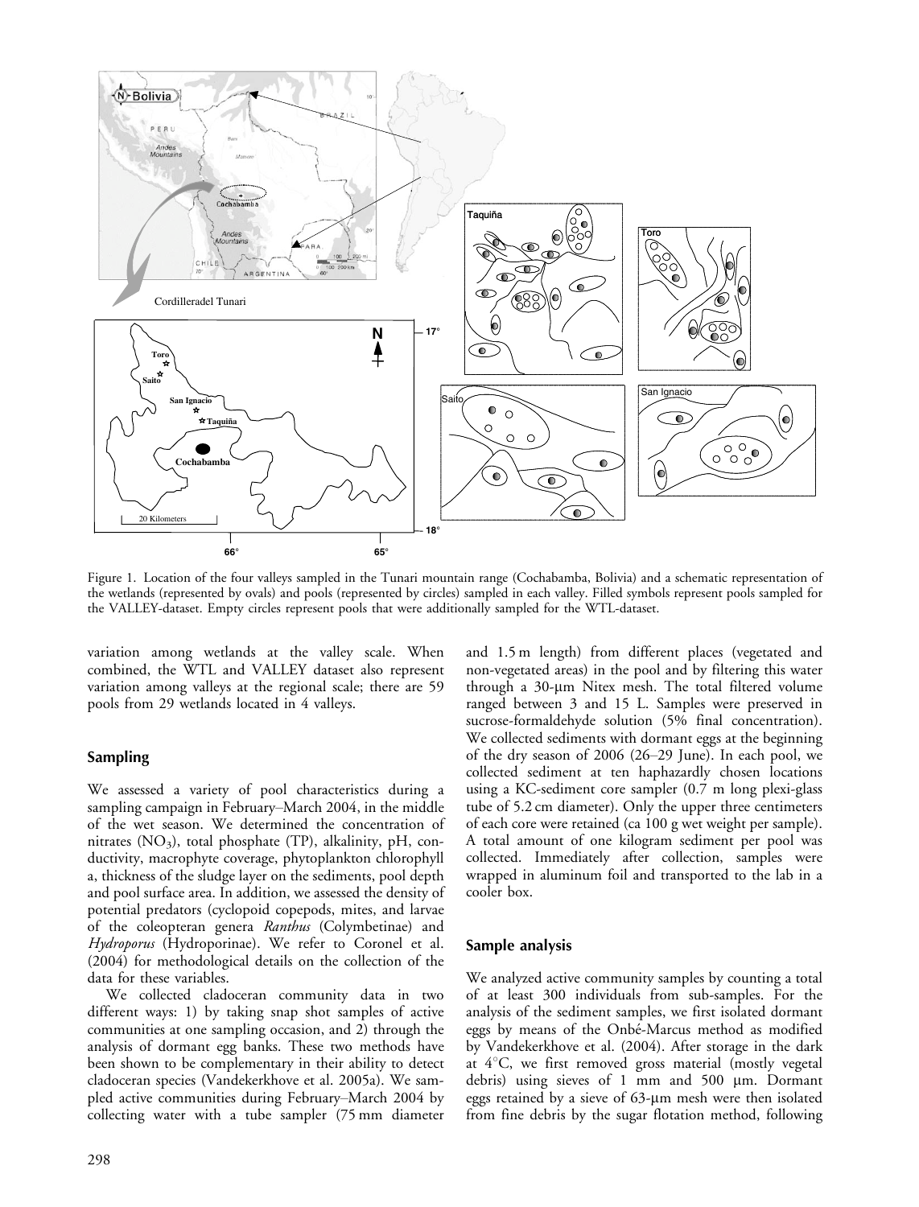Figure 1. Location of the four valleys sampled in the Tunari mountain range (Cochabamba, Bolivia) and a schematic representation of the wetlands (represented by ovals) and pools (represented by circles) sampled in each valley. Filled symbols represent pools sampled for the VALLEY-dataset. Empty circles represent pools that were additionally sampled for the WTL-dataset.

variation among wetlands at the valley scale. When combined, the WTL and VALLEY dataset also represent variation among valleys at the regional scale; there are 59 pools from 29 wetlands located in 4 valleys.

## Sampling

We assessed a variety of pool characteristics during a sampling campaign in February–March 2004, in the middle of the wet season. We determined the concentration of nitrates ($NO_3$), total phosphate (TP), alkalinity, pH, conductivity, macrophyte coverage, phytoplankton chlorophyll a, thickness of the sludge layer on the sediments, pool depth and pool surface area. In addition, we assessed the density of potential predators (cyclopoid copepods, mites, and larvae of the coleopteran genera *Ranthus* (Colymbetinae) and *Hydroporus* (Hydroporinae). We refer to Coronel et al. (2004) for methodological details on the collection of the data for these variables.

We collected cladoceran community data in two different ways: 1) by taking snap shot samples of active communities at one sampling occasion, and 2) through the analysis of dormant egg banks. These two methods have been shown to be complementary in their ability to detect cladoceran species (Vandekerkhove et al. 2005a). We sampled active communities during February–March 2004 by collecting water with a tube sampler (75 mm diameter and 1.5 m length) from different places (vegetated and non-vegetated areas) in the pool and by filtering this water through a 30-μm Nitex mesh. The total filtered volume ranged between 3 and 15 L. Samples were preserved in sucrose-formaldehyde solution (5% final concentration). We collected sediments with dormant eggs at the beginning of the dry season of 2006 (26–29 June). In each pool, we collected sediment at ten haphazardly chosen locations using a KC-sediment core sampler (0.7 m long plexi-glass tube of 5.2 cm diameter). Only the upper three centimeters of each core were retained (ca 100 g wet weight per sample). A total amount of one kilogram sediment per pool was collected. Immediately after collection, samples were wrapped in aluminum foil and transported to the lab in a cooler box.

## Sample analysis

We analyzed active community samples by counting a total of at least 300 individuals from sub-samples. For the analysis of the sediment samples, we first isolated dormant eggs by means of the Onbé-Marcus method as modified by Vandekerkhove et al. (2004). After storage in the dark at 4°C, we first removed gross material (mostly vegetal debris) using sieves of 1 mm and 500 μm. Dormant eggs retained by a sieve of 63-μm mesh were then isolated from fine debris by the sugar flotation method, following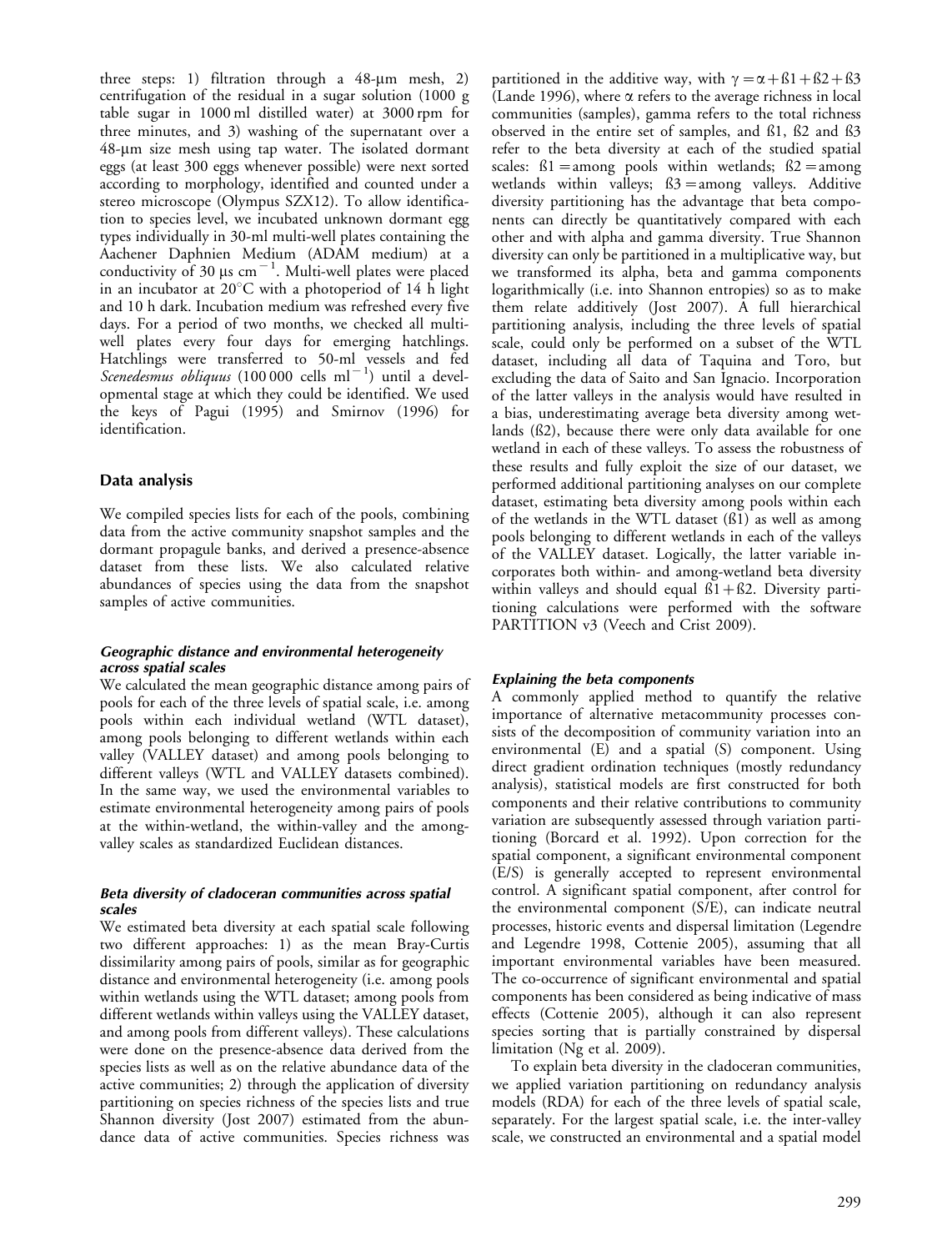three steps: 1) filtration through a 48-μm mesh, 2) centrifugation of the residual in a sugar solution (1000 g table sugar in 1000 ml distilled water) at 3000 rpm for three minutes, and 3) washing of the supernatant over a 48-μm size mesh using tap water. The isolated dormant eggs (at least 300 eggs whenever possible) were next sorted according to morphology, identified and counted under a stereo microscope (Olympus SZX12). To allow identification to species level, we incubated unknown dormant egg types individually in 30-ml multi-well plates containing the Aachener Daphnien Medium (ADAM medium) at a conductivity of 30 μs $cm^{-1}$. Multi-well plates were placed in an incubator at 20°C with a photoperiod of 14 h light and 10 h dark. Incubation medium was refreshed every five days. For a period of two months, we checked all multi-well plates every four days for emerging hatchlings. Hatchlings were transferred to 50-ml vessels and fed *Scenedesmus obliquus* (100 000 cells $ml^{-1}$) until a developmental stage at which they could be identified. We used the keys of Pagui (1995) and Smirnov (1996) for identification.

## Data analysis

We compiled species lists for each of the pools, combining data from the active community snapshot samples and the dormant propagule banks, and derived a presence-absence dataset from these lists. We also calculated relative abundances of species using the data from the snapshot samples of active communities.

### *Geographic distance and environmental heterogeneity across spatial scales*

We calculated the mean geographic distance among pairs of pools for each of the three levels of spatial scale, i.e. among pools within each individual wetland (WTL dataset), among pools belonging to different wetlands within each valley (VALLEY dataset) and among pools belonging to different valleys (WTL and VALLEY datasets combined). In the same way, we used the environmental variables to estimate environmental heterogeneity among pairs of pools at the within-wetland, the within-valley and the among-valley scales as standardized Euclidean distances.

### *Beta diversity of cladoceran communities across spatial scales*

We estimated beta diversity at each spatial scale following two different approaches: 1) as the mean Bray-Curtis dissimilarity among pairs of pools, similar as for geographic distance and environmental heterogeneity (i.e. among pools within wetlands using the WTL dataset; among pools from different wetlands within valleys using the VALLEY dataset, and among pools from different valleys). These calculations were done on the presence-absence data derived from the species lists as well as on the relative abundance data of the active communities; 2) through the application of diversity partitioning on species richness of the species lists and true Shannon diversity (Jost 2007) estimated from the abundance data of active communities. Species richness was partitioned in the additive way, with $\gamma = \alpha + \beta 1 + \beta 2 + \beta 3$ (Lande 1996), where $\alpha$ refers to the average richness in local communities (samples), gamma refers to the total richness observed in the entire set of samples, and ß1, ß2 and ß3 refer to the beta diversity at each of the studied spatial scales: ß1 = among pools within wetlands; ß2 = among wetlands within valleys; ß3 = among valleys. Additive diversity partitioning has the advantage that beta components can directly be quantitatively compared with each other and with alpha and gamma diversity. True Shannon diversity can only be partitioned in a multiplicative way, but we transformed its alpha, beta and gamma components logarithmically (i.e. into Shannon entropies) so as to make them relate additively (Jost 2007). A full hierarchical partitioning analysis, including the three levels of spatial scale, could only be performed on a subset of the WTL dataset, including all data of Taquina and Toro, but excluding the data of Saito and San Ignacio. Incorporation of the latter valleys in the analysis would have resulted in a bias, underestimating average beta diversity among wetlands (ß2), because there were only data available for one wetland in each of these valleys. To assess the robustness of these results and fully exploit the size of our dataset, we performed additional partitioning analyses on our complete dataset, estimating beta diversity among pools within each of the wetlands in the WTL dataset (ß1) as well as among pools belonging to different wetlands in each of the valleys of the VALLEY dataset. Logically, the latter variable incorporates both within- and among-wetland beta diversity within valleys and should equal ß1 + ß2. Diversity partitioning calculations were performed with the software PARTITION v3 (Veech and Crist 2009).

### *Explaining the beta components*

A commonly applied method to quantify the relative importance of alternative metacommunity processes consists of the decomposition of community variation into an environmental (E) and a spatial (S) component. Using direct gradient ordination techniques (mostly redundancy analysis), statistical models are first constructed for both components and their relative contributions to community variation are subsequently assessed through variation partitioning (Borcard et al. 1992). Upon correction for the spatial component, a significant environmental component (E/S) is generally accepted to represent environmental control. A significant spatial component, after control for the environmental component (S/E), can indicate neutral processes, historic events and dispersal limitation (Legendre and Legendre 1998, Cottenie 2005), assuming that all important environmental variables have been measured. The co-occurrence of significant environmental and spatial components has been considered as being indicative of mass effects (Cottenie 2005), although it can also represent species sorting that is partially constrained by dispersal limitation (Ng et al. 2009).

To explain beta diversity in the cladoceran communities, we applied variation partitioning on redundancy analysis models (RDA) for each of the three levels of spatial scale, separately. For the largest spatial scale, i.e. the inter-valley scale, we constructed an environmental and a spatial model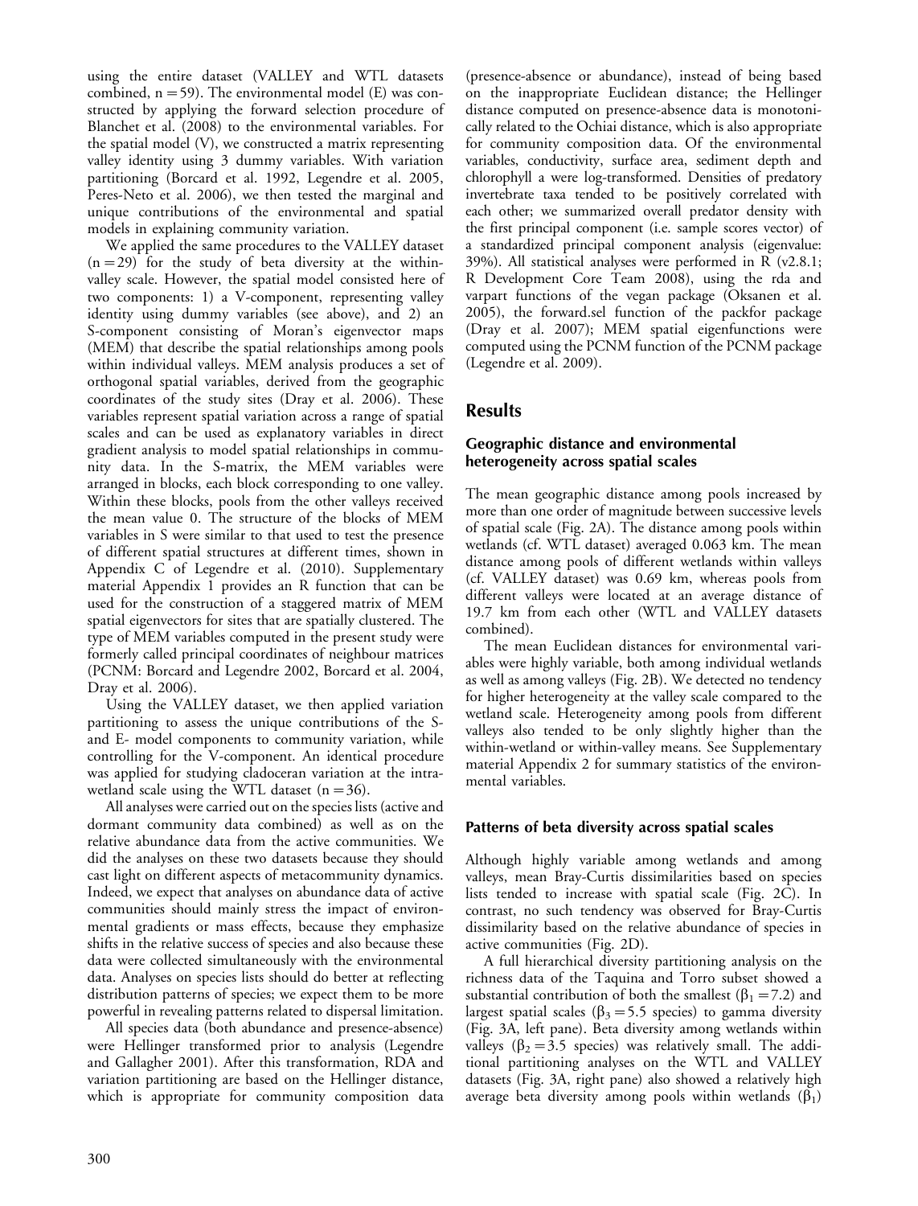using the entire dataset (VALLEY and WTL datasets combined, n = 59). The environmental model (E) was constructed by applying the forward selection procedure of Blanchet et al. (2008) to the environmental variables. For the spatial model (V), we constructed a matrix representing valley identity using 3 dummy variables. With variation partitioning (Borcard et al. 1992, Legendre et al. 2005, Peres-Neto et al. 2006), we then tested the marginal and unique contributions of the environmental and spatial models in explaining community variation.

We applied the same procedures to the VALLEY dataset (n = 29) for the study of beta diversity at the within-valley scale. However, the spatial model consisted here of two components: 1) a V-component, representing valley identity using dummy variables (see above), and 2) an S-component consisting of Moran's eigenvector maps (MEM) that describe the spatial relationships among pools within individual valleys. MEM analysis produces a set of orthogonal spatial variables, derived from the geographic coordinates of the study sites (Dray et al. 2006). These variables represent spatial variation across a range of spatial scales and can be used as explanatory variables in direct gradient analysis to model spatial relationships in community data. In the S-matrix, the MEM variables were arranged in blocks, each block corresponding to one valley. Within these blocks, pools from the other valleys received the mean value 0. The structure of the blocks of MEM variables in S were similar to that used to test the presence of different spatial structures at different times, shown in Appendix C of Legendre et al. (2010). Supplementary material Appendix 1 provides an R function that can be used for the construction of a staggered matrix of MEM spatial eigenvectors for sites that are spatially clustered. The type of MEM variables computed in the present study were formerly called principal coordinates of neighbour matrices (PCNM: Borcard and Legendre 2002, Borcard et al. 2004, Dray et al. 2006).

Using the VALLEY dataset, we then applied variation partitioning to assess the unique contributions of the S- and E- model components to community variation, while controlling for the V-component. An identical procedure was applied for studying cladoceran variation at the intra-wetland scale using the WTL dataset (n = 36).

All analyses were carried out on the species lists (active and dormant community data combined) as well as on the relative abundance data from the active communities. We did the analyses on these two datasets because they should cast light on different aspects of metacommunity dynamics. Indeed, we expect that analyses on abundance data of active communities should mainly stress the impact of environmental gradients or mass effects, because they emphasize shifts in the relative success of species and also because these data were collected simultaneously with the environmental data. Analyses on species lists should do better at reflecting distribution patterns of species; we expect them to be more powerful in revealing patterns related to dispersal limitation.

All species data (both abundance and presence-absence) were Hellinger transformed prior to analysis (Legendre and Gallagher 2001). After this transformation, RDA and variation partitioning are based on the Hellinger distance, which is appropriate for community composition data (presence-absence or abundance), instead of being based on the inappropriate Euclidean distance; the Hellinger distance computed on presence-absence data is monotonically related to the Ochiai distance, which is also appropriate for community composition data. Of the environmental variables, conductivity, surface area, sediment depth and chlorophyll a were log-transformed. Densities of predatory invertebrate taxa tended to be positively correlated with each other; we summarized overall predator density with the first principal component (i.e. sample scores vector) of a standardized principal component analysis (eigenvalue: 39%). All statistical analyses were performed in R (v2.8.1; R Development Core Team 2008), using the rda and varpart functions of the vegan package (Oksanen et al. 2005), the forward.sel function of the packfor package (Dray et al. 2007); MEM spatial eigenfunctions were computed using the PCNM function of the PCNM package (Legendre et al. 2009).

## Results

### Geographic distance and environmental heterogeneity across spatial scales

The mean geographic distance among pools increased by more than one order of magnitude between successive levels of spatial scale (Fig. 2A). The distance among pools within wetlands (cf. WTL dataset) averaged 0.063 km. The mean distance among pools of different wetlands within valleys (cf. VALLEY dataset) was 0.69 km, whereas pools from different valleys were located at an average distance of 19.7 km from each other (WTL and VALLEY datasets combined).

The mean Euclidean distances for environmental variables were highly variable, both among individual wetlands as well as among valleys (Fig. 2B). We detected no tendency for higher heterogeneity at the valley scale compared to the wetland scale. Heterogeneity among pools from different valleys also tended to be only slightly higher than the within-wetland or within-valley means. See Supplementary material Appendix 2 for summary statistics of the environmental variables.

### Patterns of beta diversity across spatial scales

Although highly variable among wetlands and among valleys, mean Bray-Curtis dissimilarities based on species lists tended to increase with spatial scale (Fig. 2C). In contrast, no such tendency was observed for Bray-Curtis dissimilarity based on the relative abundance of species in active communities (Fig. 2D).

A full hierarchical diversity partitioning analysis on the richness data of the Taquina and Torro subset showed a substantial contribution of both the smallest ($\beta_1 = 7.2$) and largest spatial scales ($\beta_3 = 5.5$ species) to gamma diversity (Fig. 3A, left pane). Beta diversity among wetlands within valleys ($\beta_2 = 3.5$ species) was relatively small. The additional partitioning analyses on the WTL and VALLEY datasets (Fig. 3A, right pane) also showed a relatively high average beta diversity among pools within wetlands ($\beta_1$)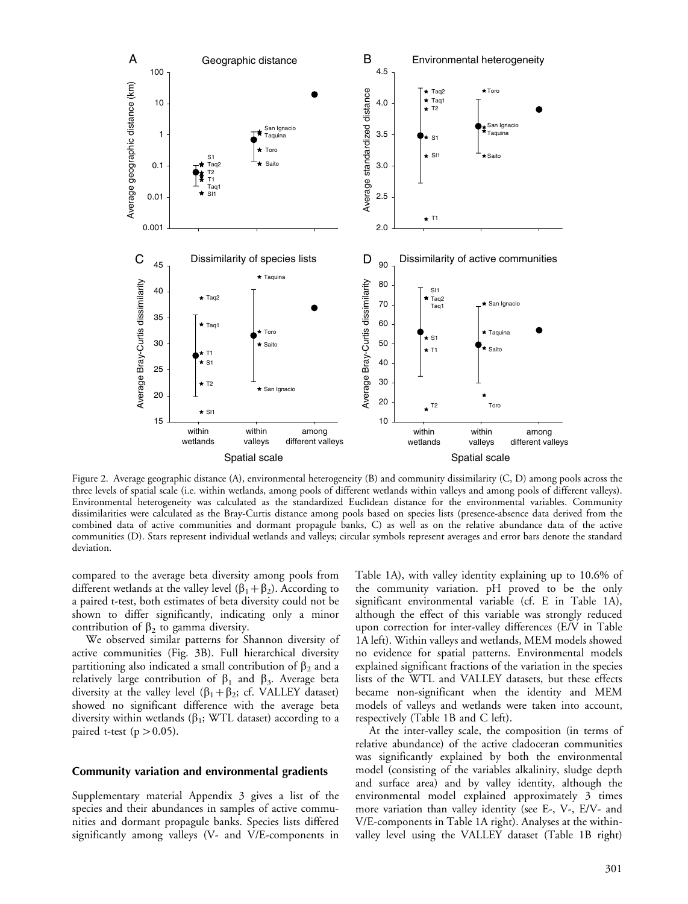Figure 2. Average geographic distance (A), environmental heterogeneity (B) and community dissimilarity (C, D) among pools across the three levels of spatial scale (i.e. within wetlands, among pools of different wetlands within valleys and among pools of different valleys). Environmental heterogeneity was calculated as the standardized Euclidean distance for the environmental variables. Community dissimilarities were calculated as the Bray-Curtis distance among pools based on species lists (presence-absence data derived from the combined data of active communities and dormant propagule banks, C) as well as on the relative abundance data of the active communities (D). Stars represent individual wetlands and valleys; circular symbols represent averages and error bars denote the standard deviation.

compared to the average beta diversity among pools from different wetlands at the valley level ($\beta_1+\beta_2$). According to a paired t-test, both estimates of beta diversity could not be shown to differ significantly, indicating only a minor contribution of $\beta_2$ to gamma diversity.

We observed similar patterns for Shannon diversity of active communities (Fig. 3B). Full hierarchical diversity partitioning also indicated a small contribution of $\beta_2$ and a relatively large contribution of $\beta_1$ and $\beta_3$. Average beta diversity at the valley level ($\beta_1+\beta_2$; cf. VALLEY dataset) showed no significant difference with the average beta diversity within wetlands ($\beta_1$; WTL dataset) according to a paired t-test ($p > 0.05$).

### Community variation and environmental gradients

Supplementary material Appendix 3 gives a list of the species and their abundances in samples of active communities and dormant propagule banks. Species lists differed significantly among valleys (V- and V/E-components in Table 1A), with valley identity explaining up to 10.6% of the community variation. pH proved to be the only significant environmental variable (cf. E in Table 1A), although the effect of this variable was strongly reduced upon correction for inter-valley differences (E/V in Table 1A left). Within valleys and wetlands, MEM models showed no evidence for spatial patterns. Environmental models explained significant fractions of the variation in the species lists of the WTL and VALLEY datasets, but these effects became non-significant when the identity and MEM models of valleys and wetlands were taken into account, respectively (Table 1B and C left).

At the inter-valley scale, the composition (in terms of relative abundance) of the active cladoceran communities was significantly explained by both the environmental model (consisting of the variables alkalinity, sludge depth and surface area) and by valley identity, although the environmental model explained approximately 3 times more variation than valley identity (see E-, V-, E/V- and V/E-components in Table 1A right). Analyses at the within-valley level using the VALLEY dataset (Table 1B right)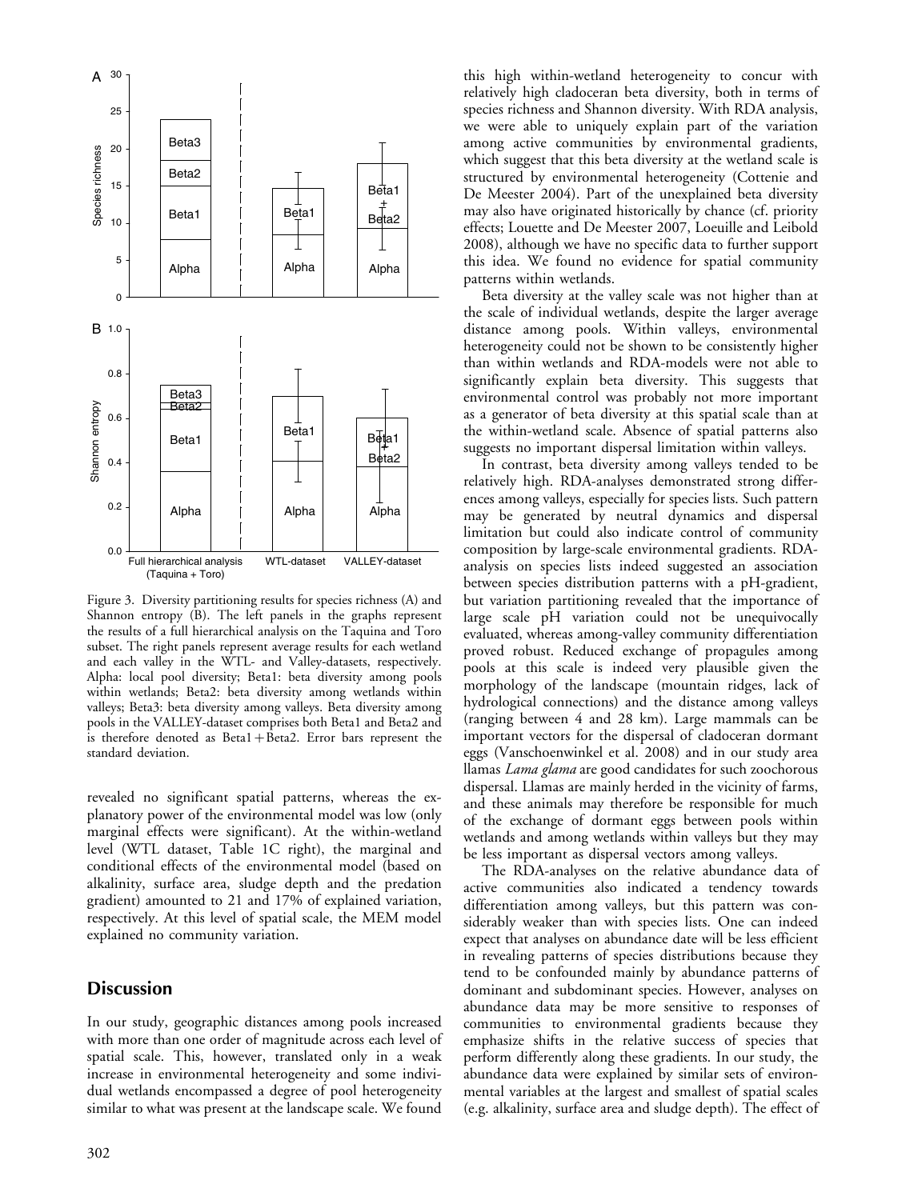Figure 3. Diversity partitioning results for species richness (A) and Shannon entropy (B). The left panels in the graphs represent the results of a full hierarchical analysis on the Taquina and Toro subset. The right panels represent average results for each wetland and each valley in the WTL- and Valley-datasets, respectively. Alpha: local pool diversity; Beta1: beta diversity among pools within wetlands; Beta2: beta diversity among wetlands within valleys; Beta3: beta diversity among valleys. Beta diversity among pools in the VALLEY-dataset comprises both Beta1 and Beta2 and is therefore denoted as Beta1 + Beta2. Error bars represent the standard deviation.

revealed no significant spatial patterns, whereas the explanatory power of the environmental model was low (only marginal effects were significant). At the within-wetland level (WTL dataset, Table 1C right), the marginal and conditional effects of the environmental model (based on alkalinity, surface area, sludge depth and the predation gradient) amounted to 21 and 17% of explained variation, respectively. At this level of spatial scale, the MEM model explained no community variation.

## Discussion

In our study, geographic distances among pools increased with more than one order of magnitude across each level of spatial scale. This, however, translated only in a weak increase in environmental heterogeneity and some individual wetlands encompassed a degree of pool heterogeneity similar to what was present at the landscape scale. We found this high within-wetland heterogeneity to concur with relatively high cladoceran beta diversity, both in terms of species richness and Shannon diversity. With RDA analysis, we were able to uniquely explain part of the variation among active communities by environmental gradients, which suggest that this beta diversity at the wetland scale is structured by environmental heterogeneity (Cottenie and De Meester 2004). Part of the unexplained beta diversity may also have originated historically by chance (cf. priority effects; Louette and De Meester 2007, Loeuille and Leibold 2008), although we have no specific data to further support this idea. We found no evidence for spatial community patterns within wetlands.

Beta diversity at the valley scale was not higher than at the scale of individual wetlands, despite the larger average distance among pools. Within valleys, environmental heterogeneity could not be shown to be consistently higher than within wetlands and RDA-models were not able to significantly explain beta diversity. This suggests that environmental control was probably not more important as a generator of beta diversity at this spatial scale than at the within-wetland scale. Absence of spatial patterns also suggests no important dispersal limitation within valleys.

In contrast, beta diversity among valleys tended to be relatively high. RDA-analyses demonstrated strong differences among valleys, especially for species lists. Such pattern may be generated by neutral dynamics and dispersal limitation but could also indicate control of community composition by large-scale environmental gradients. RDA-analysis on species lists indeed suggested an association between species distribution patterns with a pH-gradient, but variation partitioning revealed that the importance of large scale pH variation could not be unequivocally evaluated, whereas among-valley community differentiation proved robust. Reduced exchange of propagules among pools at this scale is indeed very plausible given the morphology of the landscape (mountain ridges, lack of hydrological connections) and the distance among valleys (ranging between 4 and 28 km). Large mammals can be important vectors for the dispersal of cladoceran dormant eggs (Vanschoenwinkel et al. 2008) and in our study area llamas *Lama glama* are good candidates for such zoochorous dispersal. Llamas are mainly herded in the vicinity of farms, and these animals may therefore be responsible for much of the exchange of dormant eggs between pools within wetlands and among wetlands within valleys but they may be less important as dispersal vectors among valleys.

The RDA-analyses on the relative abundance data of active communities also indicated a tendency towards differentiation among valleys, but this pattern was considerably weaker than with species lists. One can indeed expect that analyses on abundance date will be less efficient in revealing patterns of species distributions because they tend to be confounded mainly by abundance patterns of dominant and subdominant species. However, analyses on abundance data may be more sensitive to responses of communities to environmental gradients because they emphasize shifts in the relative success of species that perform differently along these gradients. In our study, the abundance data were explained by similar sets of environmental variables at the largest and smallest of spatial scales (e.g. alkalinity, surface area and sludge depth). The effect of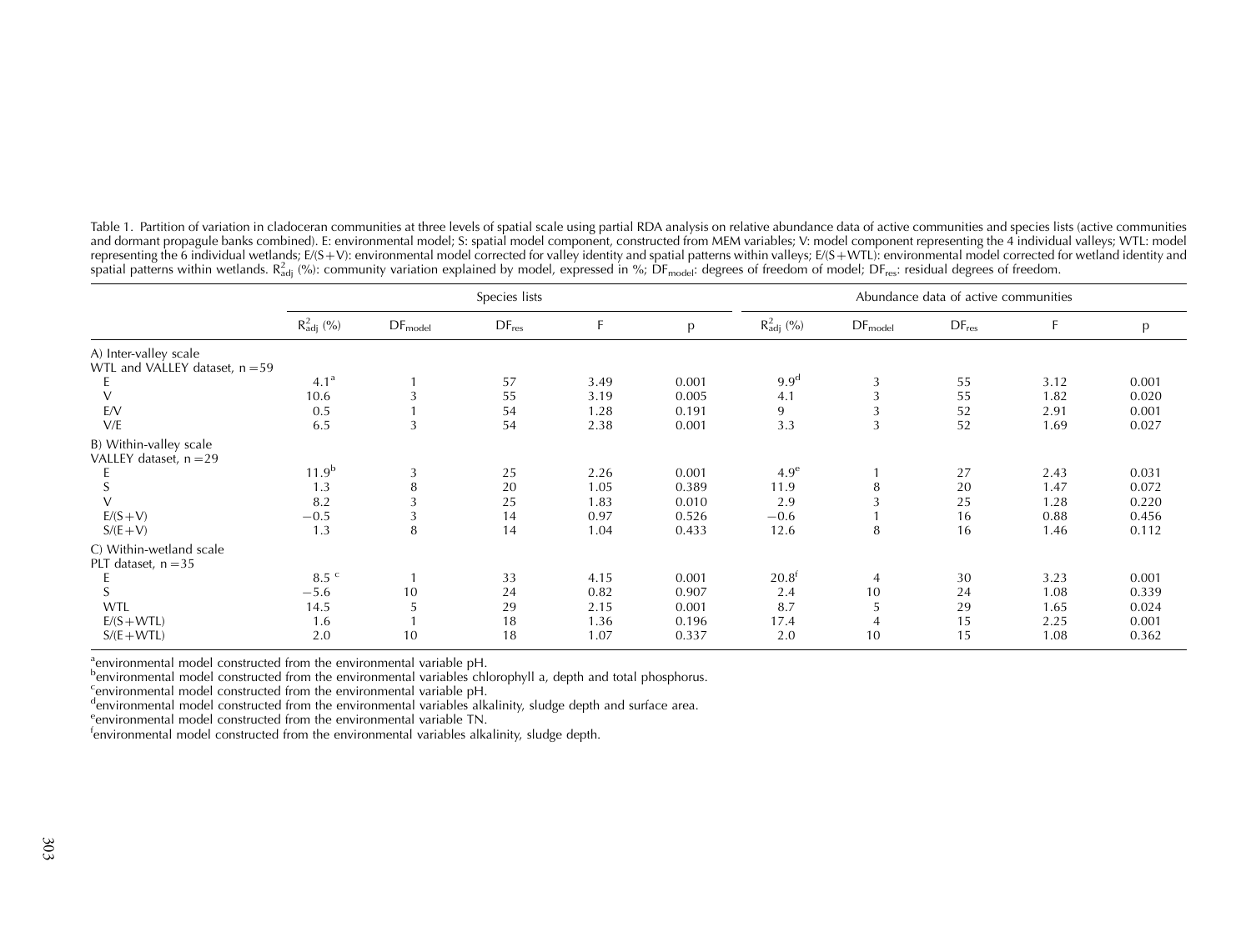Table 1. Partition of variation in cladoceran communities at three levels of spatial scale using partial RDA analysis on relative abundance data of active communities and species lists (active communities and dormant propagule banks combined). E: environmental model; S: spatial model component, constructed from MEM variables; V: model component representing the 4 individual valleys; WTL: model representing the 6 individual wetlands; E/(S+V): environmental model corrected for valley identity and spatial patterns within valleys; E/(S+WTL): environmental model corrected for wetland identity and spatial patterns within wetlands. $R^2_{adj}$ (%): community variation explained by model, expressed in %; $DF_{model}$: degrees of freedom of model; $DF_{res}$: residual degrees of freedom.

| | Species lists | | | | | Abundance data of active communities | | | | |
|---|---|---|---|---|---|---|---|---|---|---|
| | $R^2_{adj}$ (%) | $DF_{model}$ | $DF_{res}$ | F | p | $R^2_{adj}$ (%) | $DF_{model}$ | $DF_{res}$ | F | p |
| A) Inter-valley scale | | | | | | | | | | |
| WTL and VALLEY dataset, n = 59 | | | | | | | | | | |
| E | 4.1[a] | 1 | 57 | 3.49 | 0.001 | 9.9[d] | 3 | 55 | 3.12 | 0.001 |
| V | 10.6 | 3 | 55 | 3.19 | 0.005 | 4.1 | 3 | 55 | 1.82 | 0.020 |
| E/V | 0.5 | 1 | 54 | 1.28 | 0.191 | 9 | 3 | 52 | 2.91 | 0.001 |
| V/E | 6.5 | 3 | 54 | 2.38 | 0.001 | 3.3 | 3 | 52 | 1.69 | 0.027 |
| B) Within-valley scale | | | | | | | | | | |
| VALLEY dataset, n = 29 | | | | | | | | | | |
| E | 11.9[b] | 3 | 25 | 2.26 | 0.001 | 4.9[e] | 1 | 27 | 2.43 | 0.031 |
| S | 1.3 | 8 | 20 | 1.05 | 0.389 | 11.9 | 8 | 20 | 1.47 | 0.072 |
| V | 8.2 | 3 | 25 | 1.83 | 0.010 | 2.9 | 3 | 25 | 1.28 | 0.220 |
| E/(S+V) | −0.5 | 3 | 14 | 0.97 | 0.526 | −0.6 | 1 | 16 | 0.88 | 0.456 |
| S/(E+V) | 1.3 | 8 | 14 | 1.04 | 0.433 | 12.6 | 8 | 16 | 1.46 | 0.112 |
| C) Within-wetland scale | | | | | | | | | | |
| PLT dataset, n = 35 | | | | | | | | | | |
| E | 8.5[c] | 1 | 33 | 4.15 | 0.001 | 20.8[f] | 4 | 30 | 3.23 | 0.001 |
| S | −5.6 | 10 | 24 | 0.82 | 0.907 | 2.4 | 10 | 24 | 1.08 | 0.339 |
| WTL | 14.5 | 5 | 29 | 2.15 | 0.001 | 8.7 | 5 | 29 | 1.65 | 0.024 |
| E/(S+WTL) | 1.6 | 1 | 18 | 1.36 | 0.196 | 17.4 | 4 | 15 | 2.25 | 0.001 |
| S/(E+WTL) | 2.0 | 10 | 18 | 1.07 | 0.337 | 2.0 | 10 | 15 | 1.08 | 0.362 |

[a]environmental model constructed from the environmental variable pH.
[b]environmental model constructed from the environmental variables chlorophyll a, depth and total phosphorus.
[c]environmental model constructed from the environmental variable pH.
[d]environmental model constructed from the environmental variables alkalinity, sludge depth and surface area.
[e]environmental model constructed from the environmental variable TN.
[f]environmental model constructed from the environmental variables alkalinity, sludge depth.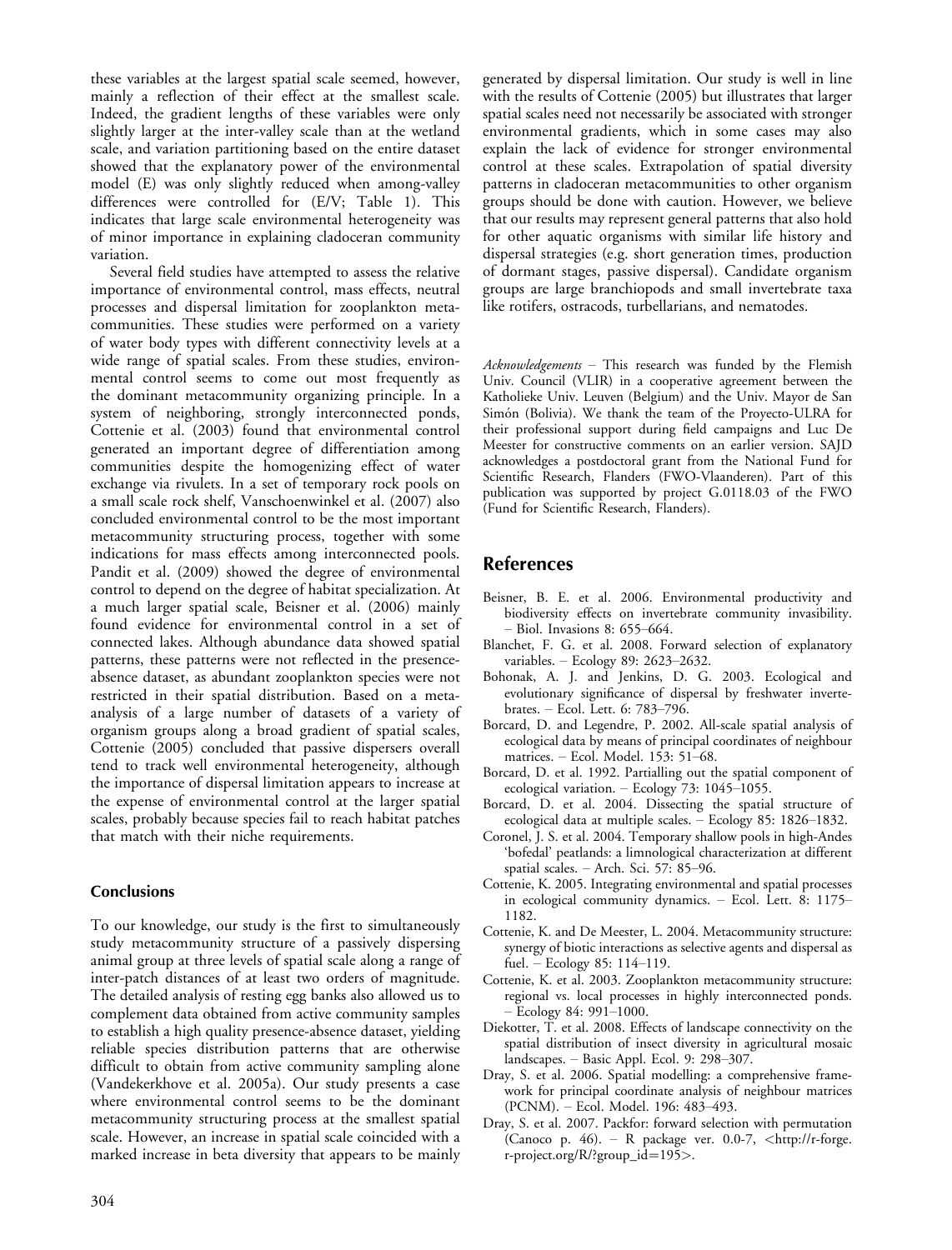these variables at the largest spatial scale seemed, however, mainly a reflection of their effect at the smallest scale. Indeed, the gradient lengths of these variables were only slightly larger at the inter-valley scale than at the wetland scale, and variation partitioning based on the entire dataset showed that the explanatory power of the environmental model (E) was only slightly reduced when among-valley differences were controlled for (E/V; Table 1). This indicates that large scale environmental heterogeneity was of minor importance in explaining cladoceran community variation.

Several field studies have attempted to assess the relative importance of environmental control, mass effects, neutral processes and dispersal limitation for zooplankton metacommunities. These studies were performed on a variety of water body types with different connectivity levels at a wide range of spatial scales. From these studies, environmental control seems to come out most frequently as the dominant metacommunity organizing principle. In a system of neighboring, strongly interconnected ponds, Cottenie et al. (2003) found that environmental control generated an important degree of differentiation among communities despite the homogenizing effect of water exchange via rivulets. In a set of temporary rock pools on a small scale rock shelf, Vanschoenwinkel et al. (2007) also concluded environmental control to be the most important metacommunity structuring process, together with some indications for mass effects among interconnected pools. Pandit et al. (2009) showed the degree of environmental control to depend on the degree of habitat specialization. At a much larger spatial scale, Beisner et al. (2006) mainly found evidence for environmental control in a set of connected lakes. Although abundance data showed spatial patterns, these patterns were not reflected in the presence-absence dataset, as abundant zooplankton species were not restricted in their spatial distribution. Based on a meta-analysis of a large number of datasets of a variety of organism groups along a broad gradient of spatial scales, Cottenie (2005) concluded that passive dispersers overall tend to track well environmental heterogeneity, although the importance of dispersal limitation appears to increase at the expense of environmental control at the larger spatial scales, probably because species fail to reach habitat patches that match with their niche requirements.

## Conclusions

To our knowledge, our study is the first to simultaneously study metacommunity structure of a passively dispersing animal group at three levels of spatial scale along a range of inter-patch distances of at least two orders of magnitude. The detailed analysis of resting egg banks also allowed us to complement data obtained from active community samples to establish a high quality presence-absence dataset, yielding reliable species distribution patterns that are otherwise difficult to obtain from active community sampling alone (Vandekerkhove et al. 2005a). Our study presents a case where environmental control seems to be the dominant metacommunity structuring process at the smallest spatial scale. However, an increase in spatial scale coincided with a marked increase in beta diversity that appears to be mainly generated by dispersal limitation. Our study is well in line with the results of Cottenie (2005) but illustrates that larger spatial scales need not necessarily be associated with stronger environmental gradients, which in some cases may also explain the lack of evidence for stronger environmental control at these scales. Extrapolation of spatial diversity patterns in cladoceran metacommunities to other organism groups should be done with caution. However, we believe that our results may represent general patterns that also hold for other aquatic organisms with similar life history and dispersal strategies (e.g. short generation times, production of dormant stages, passive dispersal). Candidate organism groups are large branchiopods and small invertebrate taxa like rotifers, ostracods, turbellarians, and nematodes.

*Acknowledgements* – This research was funded by the Flemish Univ. Council (VLIR) in a cooperative agreement between the Katholieke Univ. Leuven (Belgium) and the Univ. Mayor de San Simón (Bolivia). We thank the team of the Proyecto-ULRA for their professional support during field campaigns and Luc De Meester for constructive comments on an earlier version. SAJD acknowledges a postdoctoral grant from the National Fund for Scientific Research, Flanders (FWO-Vlaanderen). Part of this publication was supported by project G.0118.03 of the FWO (Fund for Scientific Research, Flanders).

## References

Beisner, B. E. et al. 2006. Environmental productivity and biodiversity effects on invertebrate community invasibility. – Biol. Invasions 8: 655–664.

Blanchet, F. G. et al. 2008. Forward selection of explanatory variables. – Ecology 89: 2623–2632.

Bohonak, A. J. and Jenkins, D. G. 2003. Ecological and evolutionary significance of dispersal by freshwater invertebrates. – Ecol. Lett. 6: 783–796.

Borcard, D. and Legendre, P. 2002. All-scale spatial analysis of ecological data by means of principal coordinates of neighbour matrices. – Ecol. Model. 153: 51–68.

Borcard, D. et al. 1992. Partialling out the spatial component of ecological variation. – Ecology 73: 1045–1055.

Borcard, D. et al. 2004. Dissecting the spatial structure of ecological data at multiple scales. – Ecology 85: 1826–1832.

Coronel, J. S. et al. 2004. Temporary shallow pools in high-Andes 'bofedal' peatlands: a limnological characterization at different spatial scales. – Arch. Sci. 57: 85–96.

Cottenie, K. 2005. Integrating environmental and spatial processes in ecological community dynamics. – Ecol. Lett. 8: 1175–1182.

Cottenie, K. and De Meester, L. 2004. Metacommunity structure: synergy of biotic interactions as selective agents and dispersal as fuel. – Ecology 85: 114–119.

Cottenie, K. et al. 2003. Zooplankton metacommunity structure: regional vs. local processes in highly interconnected ponds. – Ecology 84: 991–1000.

Diekotter, T. et al. 2008. Effects of landscape connectivity on the spatial distribution of insect diversity in agricultural mosaic landscapes. – Basic Appl. Ecol. 9: 298–307.

Dray, S. et al. 2006. Spatial modelling: a comprehensive framework for principal coordinate analysis of neighbour matrices (PCNM). – Ecol. Model. 196: 483–493.

Dray, S. et al. 2007. Packfor: forward selection with permutation (Canoco p. 46). – R package ver. 0.0-7, <http://r-forge.r-project.org/R/?group_id=195>.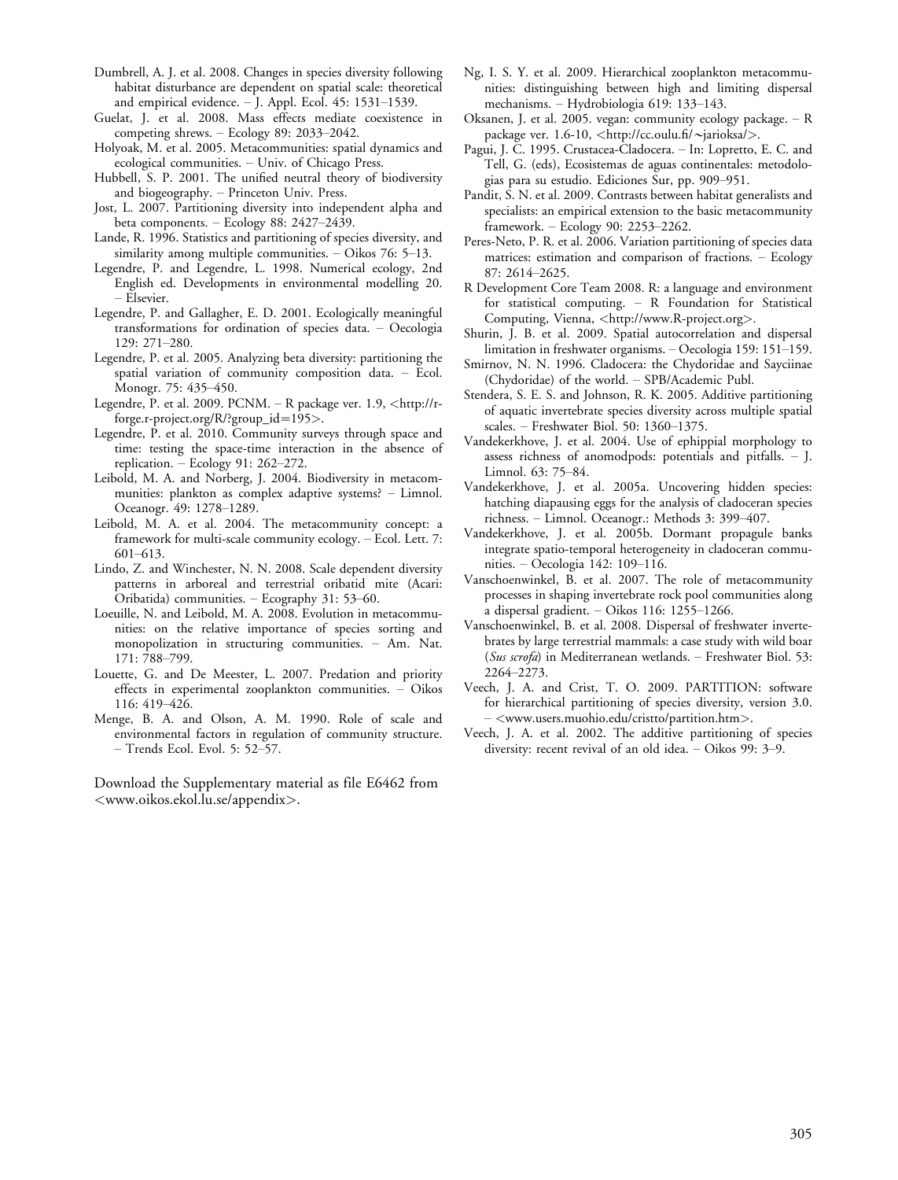Dumbrell, A. J. et al. 2008. Changes in species diversity following habitat disturbance are dependent on spatial scale: theoretical and empirical evidence. – J. Appl. Ecol. 45: 1531–1539.

Guelat, J. et al. 2008. Mass effects mediate coexistence in competing shrews. – Ecology 89: 2033–2042.

Holyoak, M. et al. 2005. Metacommunities: spatial dynamics and ecological communities. – Univ. of Chicago Press.

Hubbell, S. P. 2001. The unified neutral theory of biodiversity and biogeography. – Princeton Univ. Press.

Jost, L. 2007. Partitioning diversity into independent alpha and beta components. – Ecology 88: 2427–2439.

Lande, R. 1996. Statistics and partitioning of species diversity, and similarity among multiple communities. – Oikos 76: 5–13.

Legendre, P. and Legendre, L. 1998. Numerical ecology, 2nd English ed. Developments in environmental modelling 20. – Elsevier.

Legendre, P. and Gallagher, E. D. 2001. Ecologically meaningful transformations for ordination of species data. – Oecologia 129: 271–280.

Legendre, P. et al. 2005. Analyzing beta diversity: partitioning the spatial variation of community composition data. – Ecol. Monogr. 75: 435–450.

Legendre, P. et al. 2009. PCNM. – R package ver. 1.9, <http://r-forge.r-project.org/R/?group_id=195>.

Legendre, P. et al. 2010. Community surveys through space and time: testing the space-time interaction in the absence of replication. – Ecology 91: 262–272.

Leibold, M. A. and Norberg, J. 2004. Biodiversity in metacommunities: plankton as complex adaptive systems? – Limnol. Oceanogr. 49: 1278–1289.

Leibold, M. A. et al. 2004. The metacommunity concept: a framework for multi-scale community ecology. – Ecol. Lett. 7: 601–613.

Lindo, Z. and Winchester, N. N. 2008. Scale dependent diversity patterns in arboreal and terrestrial oribatid mite (Acari: Oribatida) communities. – Ecography 31: 53–60.

Loeuille, N. and Leibold, M. A. 2008. Evolution in metacommunities: on the relative importance of species sorting and monopolization in structuring communities. – Am. Nat. 171: 788–799.

Louette, G. and De Meester, L. 2007. Predation and priority effects in experimental zooplankton communities. – Oikos 116: 419–426.

Menge, B. A. and Olson, A. M. 1990. Role of scale and environmental factors in regulation of community structure. – Trends Ecol. Evol. 5: 52–57.

Download the Supplementary material as file E6462 from <www.oikos.ekol.lu.se/appendix>.

Ng, I. S. Y. et al. 2009. Hierarchical zooplankton metacommunities: distinguishing between high and limiting dispersal mechanisms. – Hydrobiologia 619: 133–143.

Oksanen, J. et al. 2005. vegan: community ecology package. – R package ver. 1.6-10, <http://cc.oulu.fi/~jarioksa/>.

Pagui, J. C. 1995. Crustacea-Cladocera. – In: Lopretto, E. C. and Tell, G. (eds), Ecosistemas de aguas continentales: metodologias para su estudio. Ediciones Sur, pp. 909–951.

Pandit, S. N. et al. 2009. Contrasts between habitat generalists and specialists: an empirical extension to the basic metacommunity framework. – Ecology 90: 2253–2262.

Peres-Neto, P. R. et al. 2006. Variation partitioning of species data matrices: estimation and comparison of fractions. – Ecology 87: 2614–2625.

R Development Core Team 2008. R: a language and environment for statistical computing. – R Foundation for Statistical Computing, Vienna, <http://www.R-project.org>.

Shurin, J. B. et al. 2009. Spatial autocorrelation and dispersal limitation in freshwater organisms. – Oecologia 159: 151–159.

Smirnov, N. N. 1996. Cladocera: the Chydoridae and Sayciinae (Chydoridae) of the world. – SPB/Academic Publ.

Stendera, S. E. S. and Johnson, R. K. 2005. Additive partitioning of aquatic invertebrate species diversity across multiple spatial scales. – Freshwater Biol. 50: 1360–1375.

Vandekerkhove, J. et al. 2004. Use of ephippial morphology to assess richness of anomodpods: potentials and pitfalls. – J. Limnol. 63: 75–84.

Vandekerkhove, J. et al. 2005a. Uncovering hidden species: hatching diapausing eggs for the analysis of cladoceran species richness. – Limnol. Oceanogr.: Methods 3: 399–407.

Vandekerkhove, J. et al. 2005b. Dormant propagule banks integrate spatio-temporal heterogeneity in cladoceran communities. – Oecologia 142: 109–116.

Vanschoenwinkel, B. et al. 2007. The role of metacommunity processes in shaping invertebrate rock pool communities along a dispersal gradient. – Oikos 116: 1255–1266.

Vanschoenwinkel, B. et al. 2008. Dispersal of freshwater invertebrates by large terrestrial mammals: a case study with wild boar (*Sus scrofa*) in Mediterranean wetlands. – Freshwater Biol. 53: 2264–2273.

Veech, J. A. and Crist, T. O. 2009. PARTITION: software for hierarchical partitioning of species diversity, version 3.0. – <www.users.muohio.edu/cristto/partition.htm>.

Veech, J. A. et al. 2002. The additive partitioning of species diversity: recent revival of an old idea. – Oikos 99: 3–9.